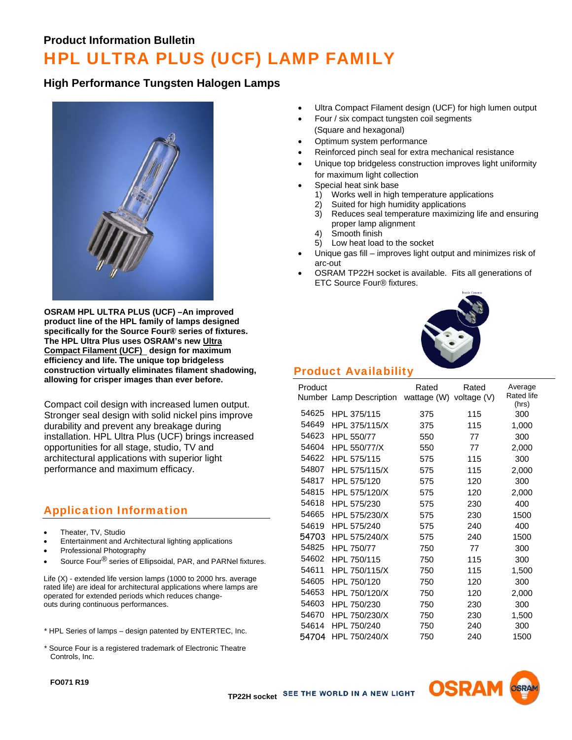**Product Information Bulletin**

# HPL ULTRA PLUS (UCF) LAMP FAMILY

## High Performance Tungsten Halogen Lamps

**OSRAM HPL ULTRA PLUS (UCF) –An improved product line of the HPL family of lamps designed specifically for the Source Four® series of fixtures. The HPL Ultra Plus uses OSRAM's new Ultra Compact Filament (UCF) design for maximum efficiency and life. The unique top bridgeless construction virtually eliminates filament shadowing, allowing for crisper images than ever before.**

Compact coil design with increased lumen output. Stronger seal design with solid nickel pins improve durability and prevent any breakage during installation. HPL Ultra Plus (UCF) brings increased opportunities for all stage, studio, TV and architectural applications with superior light performance and maximum efficacy.

## Application Information

- Theater, TV, Studio
- Entertainment and Architectural lighting applications
- Professional Photography
- Source Four® series of Ellipsoidal, PAR, and PARNel fixtures.

Life (X) - extended life version lamps (1000 to 2000 hrs. average rated life) are ideal for architectural applications where lamps are operated for extended periods which reduces change-outs during continuous performances.

\* HPL Series of lamps – design patented by ENTERTEC, Inc.

\* Source Four is a registered trademark of Electronic Theatre Controls, Inc.

- Ultra Compact Filament design (UCF) for high lumen output
- Four / six compact tungsten coil segments (Square and hexagonal)
- Optimum system performance
- Reinforced pinch seal for extra mechanical resistance
- Unique top bridgeless construction improves light uniformity for maximum light collection
- Special heat sink base
  1) Works well in high temperature applications
  2) Suited for high humidity applications
  3) Reduces seal temperature maximizing life and ensuring proper lamp alignment
  4) Smooth finish
  5) Low heat load to the socket
- Unique gas fill – improves light output and minimizes risk of arc-out
- OSRAM TP22H socket is available. Fits all generations of ETC Source Four® fixtures.

## Product Availability

| Product Number | Lamp Description | Rated wattage (W) | Rated voltage (V) | Average Rated life (hrs) |
|---|---|---|---|---|
| 54625 | HPL 375/115 | 375 | 115 | 300 |
| 54649 | HPL 375/115/X | 375 | 115 | 1,000 |
| 54623 | HPL 550/77 | 550 | 77 | 300 |
| 54604 | HPL 550/77/X | 550 | 77 | 2,000 |
| 54622 | HPL 575/115 | 575 | 115 | 300 |
| 54807 | HPL 575/115/X | 575 | 115 | 2,000 |
| 54817 | HPL 575/120 | 575 | 120 | 300 |
| 54815 | HPL 575/120/X | 575 | 120 | 2,000 |
| 54618 | HPL 575/230 | 575 | 230 | 400 |
| 54665 | HPL 575/230/X | 575 | 230 | 1500 |
| 54619 | HPL 575/240 | 575 | 240 | 400 |
| 54703 | HPL 575/240/X | 575 | 240 | 1500 |
| 54825 | HPL 750/77 | 750 | 77 | 300 |
| 54602 | HPL 750/115 | 750 | 115 | 300 |
| 54611 | HPL 750/115/X | 750 | 115 | 1,500 |
| 54605 | HPL 750/120 | 750 | 120 | 300 |
| 54653 | HPL 750/120/X | 750 | 120 | 2,000 |
| 54603 | HPL 750/230 | 750 | 230 | 300 |
| 54670 | HPL 750/230/X | 750 | 230 | 1,500 |
| 54614 | HPL 750/240 | 750 | 240 | 300 |
| 54704 | HPL 750/240/X | 750 | 240 | 1500 |

TP22H socket

FO071 R19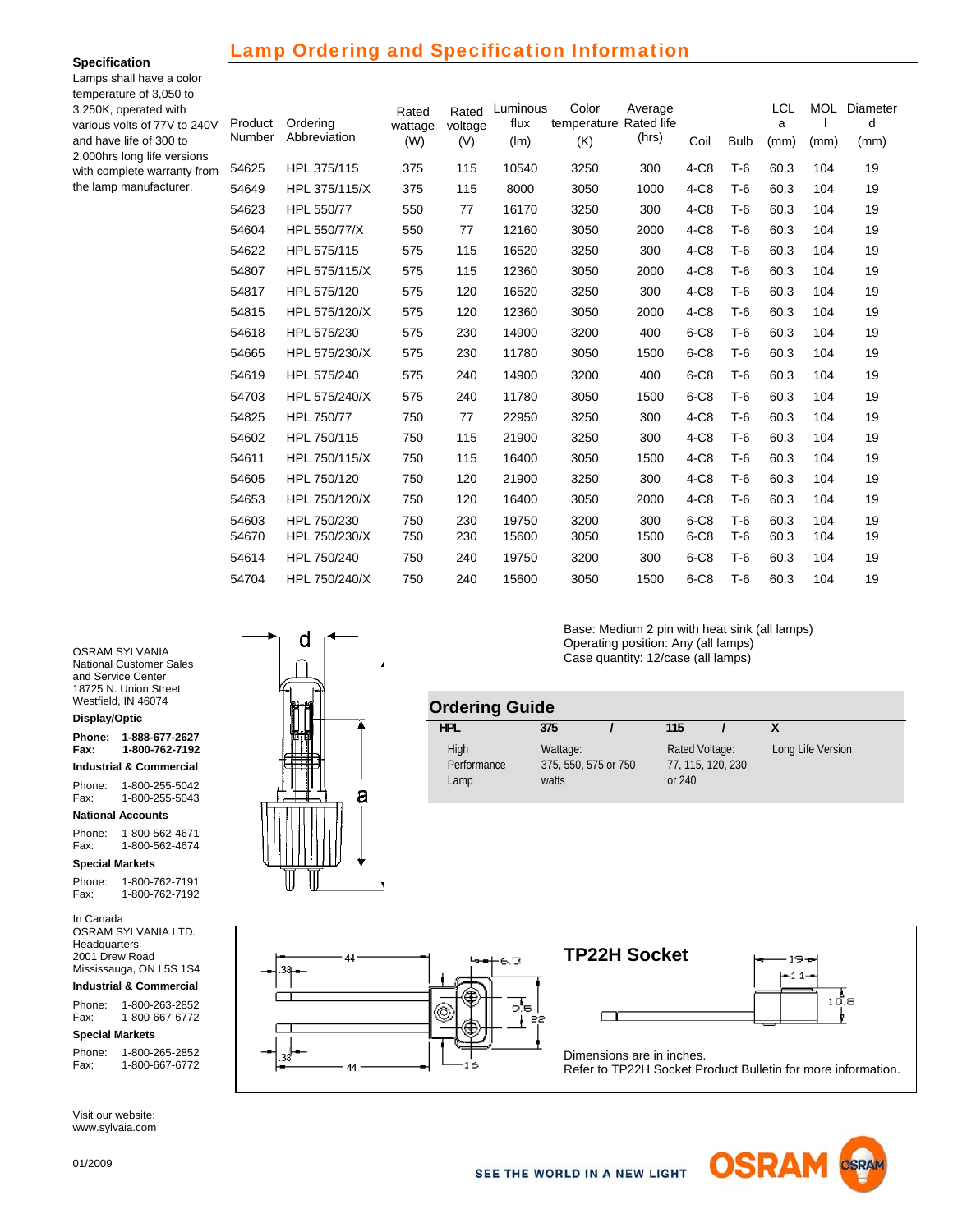## Lamp Ordering and Specification Information

**Specification**

Lamps shall have a color temperature of 3,050 to 3,250K, operated with various volts of 77V to 240V and have life of 300 to 2,000hrs long life versions with complete warranty from the lamp manufacturer.

| Product Number | Ordering Abbreviation | Rated wattage (W) | Rated voltage (V) | Luminous flux (lm) | Color temperature (K) | Average Rated life (hrs) | Coil | Bulb | LCL a (mm) | MOL l (mm) | Diameter d (mm) |
|---|---|---|---|---|---|---|---|---|---|---|---|
| 54625 | HPL 375/115 | 375 | 115 | 10540 | 3250 | 300 | 4-C8 | T-6 | 60.3 | 104 | 19 |
| 54649 | HPL 375/115/X | 375 | 115 | 8000 | 3050 | 1000 | 4-C8 | T-6 | 60.3 | 104 | 19 |
| 54623 | HPL 550/77 | 550 | 77 | 16170 | 3250 | 300 | 4-C8 | T-6 | 60.3 | 104 | 19 |
| 54604 | HPL 550/77/X | 550 | 77 | 12160 | 3050 | 2000 | 4-C8 | T-6 | 60.3 | 104 | 19 |
| 54622 | HPL 575/115 | 575 | 115 | 16520 | 3250 | 300 | 4-C8 | T-6 | 60.3 | 104 | 19 |
| 54807 | HPL 575/115/X | 575 | 115 | 12360 | 3050 | 2000 | 4-C8 | T-6 | 60.3 | 104 | 19 |
| 54817 | HPL 575/120 | 575 | 120 | 16520 | 3250 | 300 | 4-C8 | T-6 | 60.3 | 104 | 19 |
| 54815 | HPL 575/120/X | 575 | 120 | 12360 | 3050 | 2000 | 4-C8 | T-6 | 60.3 | 104 | 19 |
| 54618 | HPL 575/230 | 575 | 230 | 14900 | 3200 | 400 | 6-C8 | T-6 | 60.3 | 104 | 19 |
| 54665 | HPL 575/230/X | 575 | 230 | 11780 | 3050 | 1500 | 6-C8 | T-6 | 60.3 | 104 | 19 |
| 54619 | HPL 575/240 | 575 | 240 | 14900 | 3200 | 400 | 6-C8 | T-6 | 60.3 | 104 | 19 |
| 54703 | HPL 575/240/X | 575 | 240 | 11780 | 3050 | 1500 | 6-C8 | T-6 | 60.3 | 104 | 19 |
| 54825 | HPL 750/77 | 750 | 77 | 22950 | 3250 | 300 | 4-C8 | T-6 | 60.3 | 104 | 19 |
| 54602 | HPL 750/115 | 750 | 115 | 21900 | 3250 | 300 | 4-C8 | T-6 | 60.3 | 104 | 19 |
| 54611 | HPL 750/115/X | 750 | 115 | 16400 | 3050 | 1500 | 4-C8 | T-6 | 60.3 | 104 | 19 |
| 54605 | HPL 750/120 | 750 | 120 | 21900 | 3250 | 300 | 4-C8 | T-6 | 60.3 | 104 | 19 |
| 54653 | HPL 750/120/X | 750 | 120 | 16400 | 3050 | 2000 | 4-C8 | T-6 | 60.3 | 104 | 19 |
| 54603 | HPL 750/230 | 750 | 230 | 19750 | 3200 | 300 | 6-C8 | T-6 | 60.3 | 104 | 19 |
| 54670 | HPL 750/230/X | 750 | 230 | 15600 | 3050 | 1500 | 6-C8 | T-6 | 60.3 | 104 | 19 |
| 54614 | HPL 750/240 | 750 | 240 | 19750 | 3200 | 300 | 6-C8 | T-6 | 60.3 | 104 | 19 |
| 54704 | HPL 750/240/X | 750 | 240 | 15600 | 3050 | 1500 | 6-C8 | T-6 | 60.3 | 104 | 19 |

d

a

Base: Medium 2 pin with heat sink (all lamps)
Operating position: Any (all lamps)
Case quantity: 12/case (all lamps)

### Ordering Guide

| HPL | 375 | / | 115 | / | X |
|---|---|---|---|---|---|
| High Performance Lamp | Wattage: 375, 550, 575 or 750 watts | | Rated Voltage: 77, 115, 120, 230 or 240 | | Long Life Version |

### TP22H Socket

44

.38

6.3

9.5

22

16

44

.38

19

11

10.8

Dimensions are in inches.
Refer to TP22H Socket Product Bulletin for more information.

OSRAM SYLVANIA
National Customer Sales and Service Center
18725 N. Union Street
Westfield, IN 46074

**Display/Optic**

**Phone: 1-888-677-2627**
**Fax: 1-800-762-7192**

**Industrial & Commercial**

Phone: 1-800-255-5042
Fax: 1-800-255-5043

**National Accounts**

Phone: 1-800-562-4671
Fax: 1-800-562-4674

**Special Markets**

Phone: 1-800-762-7191
Fax: 1-800-762-7192

In Canada
OSRAM SYLVANIA LTD.
Headquarters
2001 Drew Road
Mississauga, ON L5S 1S4

**Industrial & Commercial**

Phone: 1-800-263-2852
Fax: 1-800-667-6772

**Special Markets**

Phone: 1-800-265-2852
Fax: 1-800-667-6772

Visit our website:
www.sylvaia.com

01/2009

SEE THE WORLD IN A NEW LIGHT

OSRAM